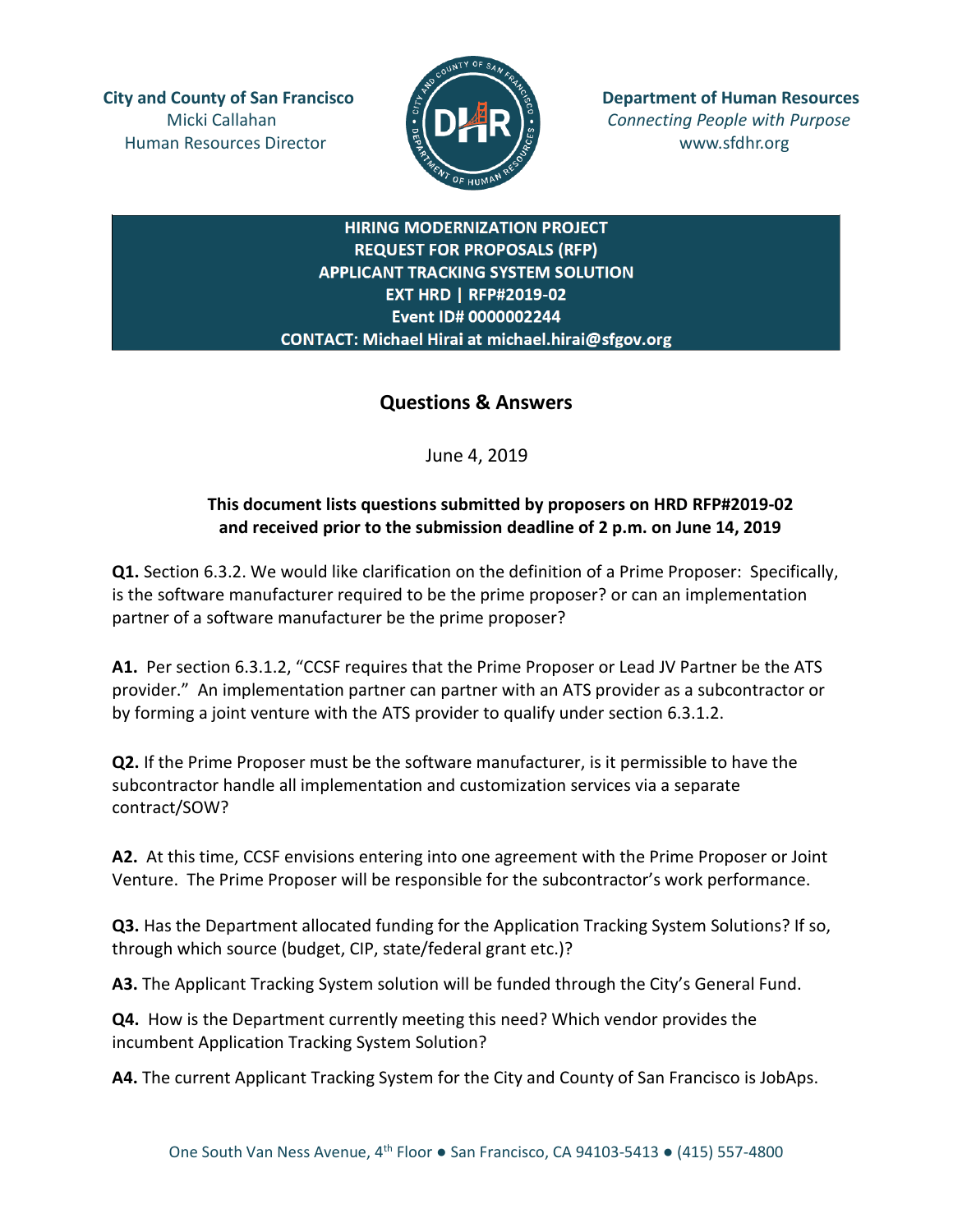**City and County of San Francisco**
Micki Callahan
Human Resources Director

**Department of Human Resources**
*Connecting People with Purpose*
www.sfdhr.org

**HIRING MODERNIZATION PROJECT**
**REQUEST FOR PROPOSALS (RFP)**
**APPLICANT TRACKING SYSTEM SOLUTION**
**EXT HRD | RFP#2019-02**
**Event ID# 0000002244**
**CONTACT: Michael Hirai at michael.hirai@sfgov.org**

## Questions & Answers

June 4, 2019

**This document lists questions submitted by proposers on HRD RFP#2019-02 and received prior to the submission deadline of 2 p.m. on June 14, 2019**

**Q1.** Section 6.3.2. We would like clarification on the definition of a Prime Proposer: Specifically, is the software manufacturer required to be the prime proposer? or can an implementation partner of a software manufacturer be the prime proposer?

**A1.** Per section 6.3.1.2, "CCSF requires that the Prime Proposer or Lead JV Partner be the ATS provider." An implementation partner can partner with an ATS provider as a subcontractor or by forming a joint venture with the ATS provider to qualify under section 6.3.1.2.

**Q2.** If the Prime Proposer must be the software manufacturer, is it permissible to have the subcontractor handle all implementation and customization services via a separate contract/SOW?

**A2.** At this time, CCSF envisions entering into one agreement with the Prime Proposer or Joint Venture. The Prime Proposer will be responsible for the subcontractor's work performance.

**Q3.** Has the Department allocated funding for the Application Tracking System Solutions? If so, through which source (budget, CIP, state/federal grant etc.)?

**A3.** The Applicant Tracking System solution will be funded through the City's General Fund.

**Q4.** How is the Department currently meeting this need? Which vendor provides the incumbent Application Tracking System Solution?

**A4.** The current Applicant Tracking System for the City and County of San Francisco is JobAps.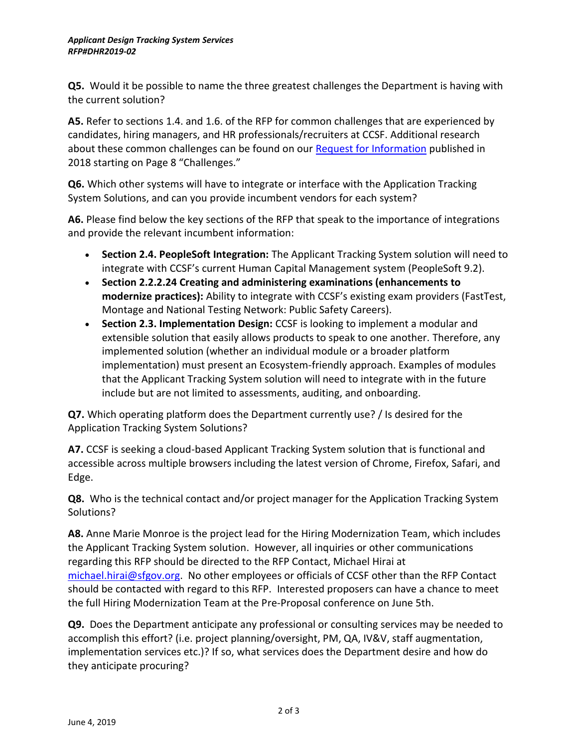**Q5.** Would it be possible to name the three greatest challenges the Department is having with the current solution?

**A5.** Refer to sections 1.4. and 1.6. of the RFP for common challenges that are experienced by candidates, hiring managers, and HR professionals/recruiters at CCSF. Additional research about these common challenges can be found on our [Request for Information]() published in 2018 starting on Page 8 "Challenges."

**Q6.** Which other systems will have to integrate or interface with the Application Tracking System Solutions, and can you provide incumbent vendors for each system?

**A6.** Please find below the key sections of the RFP that speak to the importance of integrations and provide the relevant incumbent information:

- **Section 2.4. PeopleSoft Integration:** The Applicant Tracking System solution will need to integrate with CCSF's current Human Capital Management system (PeopleSoft 9.2).
- **Section 2.2.2.24 Creating and administering examinations (enhancements to modernize practices):** Ability to integrate with CCSF's existing exam providers (FastTest, Montage and National Testing Network: Public Safety Careers).
- **Section 2.3. Implementation Design:** CCSF is looking to implement a modular and extensible solution that easily allows products to speak to one another. Therefore, any implemented solution (whether an individual module or a broader platform implementation) must present an Ecosystem-friendly approach. Examples of modules that the Applicant Tracking System solution will need to integrate with in the future include but are not limited to assessments, auditing, and onboarding.

**Q7.** Which operating platform does the Department currently use? / Is desired for the Application Tracking System Solutions?

**A7.** CCSF is seeking a cloud-based Applicant Tracking System solution that is functional and accessible across multiple browsers including the latest version of Chrome, Firefox, Safari, and Edge.

**Q8.** Who is the technical contact and/or project manager for the Application Tracking System Solutions?

**A8.** Anne Marie Monroe is the project lead for the Hiring Modernization Team, which includes the Applicant Tracking System solution. However, all inquiries or other communications regarding this RFP should be directed to the RFP Contact, Michael Hirai at michael.hirai@sfgov.org. No other employees or officials of CCSF other than the RFP Contact should be contacted with regard to this RFP. Interested proposers can have a chance to meet the full Hiring Modernization Team at the Pre-Proposal conference on June 5th.

**Q9.** Does the Department anticipate any professional or consulting services may be needed to accomplish this effort? (i.e. project planning/oversight, PM, QA, IV&V, staff augmentation, implementation services etc.)? If so, what services does the Department desire and how do they anticipate procuring?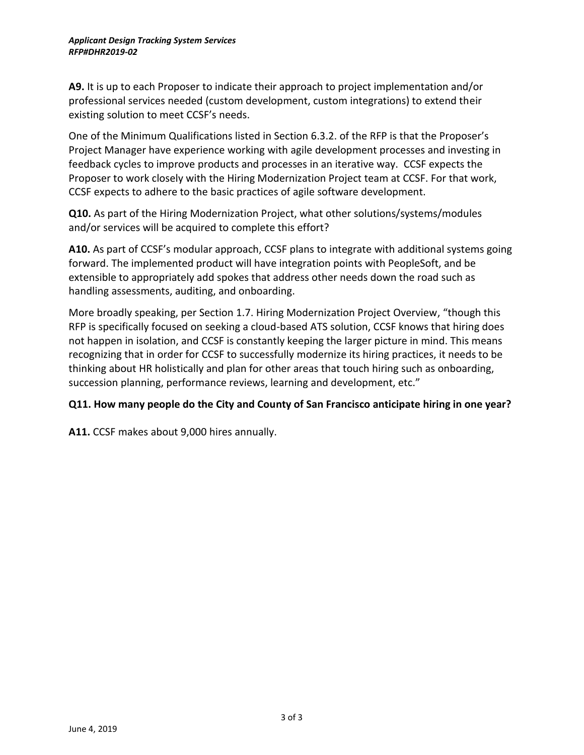**A9.** It is up to each Proposer to indicate their approach to project implementation and/or professional services needed (custom development, custom integrations) to extend their existing solution to meet CCSF's needs.

One of the Minimum Qualifications listed in Section 6.3.2. of the RFP is that the Proposer's Project Manager have experience working with agile development processes and investing in feedback cycles to improve products and processes in an iterative way. CCSF expects the Proposer to work closely with the Hiring Modernization Project team at CCSF. For that work, CCSF expects to adhere to the basic practices of agile software development.

**Q10.** As part of the Hiring Modernization Project, what other solutions/systems/modules and/or services will be acquired to complete this effort?

**A10.** As part of CCSF's modular approach, CCSF plans to integrate with additional systems going forward. The implemented product will have integration points with PeopleSoft, and be extensible to appropriately add spokes that address other needs down the road such as handling assessments, auditing, and onboarding.

More broadly speaking, per Section 1.7. Hiring Modernization Project Overview, "though this RFP is specifically focused on seeking a cloud-based ATS solution, CCSF knows that hiring does not happen in isolation, and CCSF is constantly keeping the larger picture in mind. This means recognizing that in order for CCSF to successfully modernize its hiring practices, it needs to be thinking about HR holistically and plan for other areas that touch hiring such as onboarding, succession planning, performance reviews, learning and development, etc."

**Q11. How many people do the City and County of San Francisco anticipate hiring in one year?**

**A11.** CCSF makes about 9,000 hires annually.